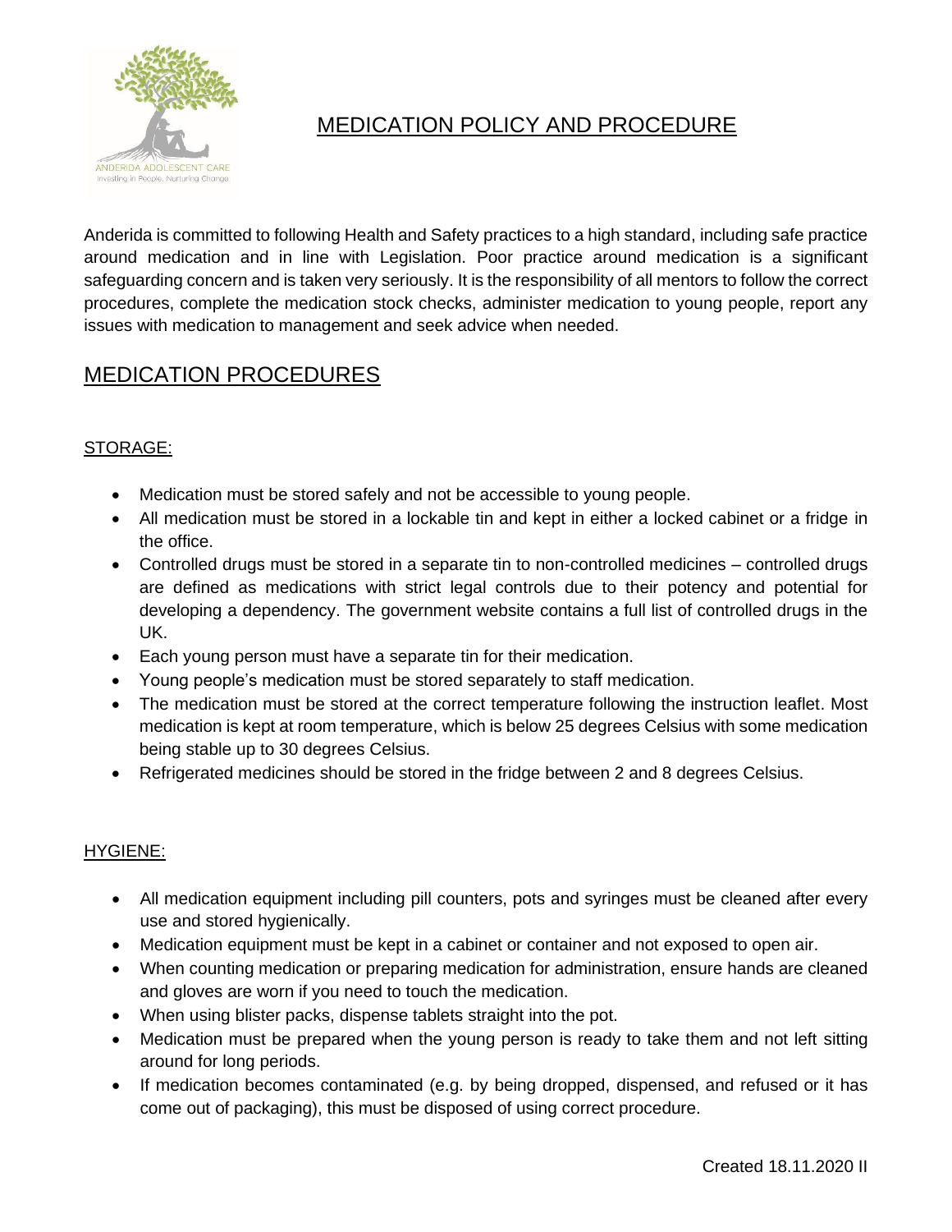# MEDICATION POLICY AND PROCEDURE

Anderida is committed to following Health and Safety practices to a high standard, including safe practice around medication and in line with Legislation. Poor practice around medication is a significant safeguarding concern and is taken very seriously. It is the responsibility of all mentors to follow the correct procedures, complete the medication stock checks, administer medication to young people, report any issues with medication to management and seek advice when needed.

## MEDICATION PROCEDURES

### STORAGE:

- Medication must be stored safely and not be accessible to young people.
- All medication must be stored in a lockable tin and kept in either a locked cabinet or a fridge in the office.
- Controlled drugs must be stored in a separate tin to non-controlled medicines – controlled drugs are defined as medications with strict legal controls due to their potency and potential for developing a dependency. The government website contains a full list of controlled drugs in the UK.
- Each young person must have a separate tin for their medication.
- Young people's medication must be stored separately to staff medication.
- The medication must be stored at the correct temperature following the instruction leaflet. Most medication is kept at room temperature, which is below 25 degrees Celsius with some medication being stable up to 30 degrees Celsius.
- Refrigerated medicines should be stored in the fridge between 2 and 8 degrees Celsius.

### HYGIENE:

- All medication equipment including pill counters, pots and syringes must be cleaned after every use and stored hygienically.
- Medication equipment must be kept in a cabinet or container and not exposed to open air.
- When counting medication or preparing medication for administration, ensure hands are cleaned and gloves are worn if you need to touch the medication.
- When using blister packs, dispense tablets straight into the pot.
- Medication must be prepared when the young person is ready to take them and not left sitting around for long periods.
- If medication becomes contaminated (e.g. by being dropped, dispensed, and refused or it has come out of packaging), this must be disposed of using correct procedure.

Created 18.11.2020 II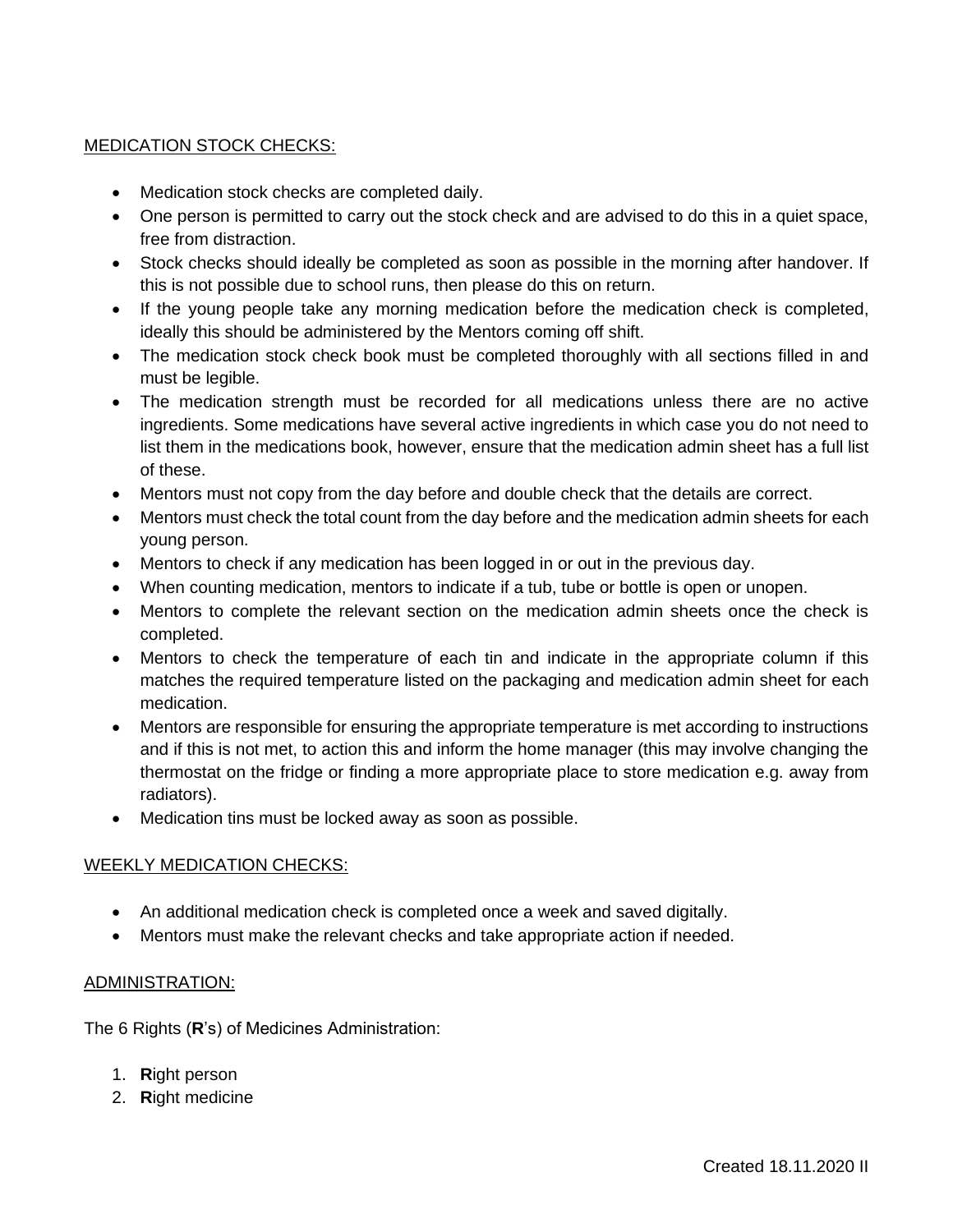## MEDICATION STOCK CHECKS:

- Medication stock checks are completed daily.
- One person is permitted to carry out the stock check and are advised to do this in a quiet space, free from distraction.
- Stock checks should ideally be completed as soon as possible in the morning after handover. If this is not possible due to school runs, then please do this on return.
- If the young people take any morning medication before the medication check is completed, ideally this should be administered by the Mentors coming off shift.
- The medication stock check book must be completed thoroughly with all sections filled in and must be legible.
- The medication strength must be recorded for all medications unless there are no active ingredients. Some medications have several active ingredients in which case you do not need to list them in the medications book, however, ensure that the medication admin sheet has a full list of these.
- Mentors must not copy from the day before and double check that the details are correct.
- Mentors must check the total count from the day before and the medication admin sheets for each young person.
- Mentors to check if any medication has been logged in or out in the previous day.
- When counting medication, mentors to indicate if a tub, tube or bottle is open or unopen.
- Mentors to complete the relevant section on the medication admin sheets once the check is completed.
- Mentors to check the temperature of each tin and indicate in the appropriate column if this matches the required temperature listed on the packaging and medication admin sheet for each medication.
- Mentors are responsible for ensuring the appropriate temperature is met according to instructions and if this is not met, to action this and inform the home manager (this may involve changing the thermostat on the fridge or finding a more appropriate place to store medication e.g. away from radiators).
- Medication tins must be locked away as soon as possible.

## WEEKLY MEDICATION CHECKS:

- An additional medication check is completed once a week and saved digitally.
- Mentors must make the relevant checks and take appropriate action if needed.

## ADMINISTRATION:

The 6 Rights (**R**'s) of Medicines Administration:

1. **R**ight person
2. **R**ight medicine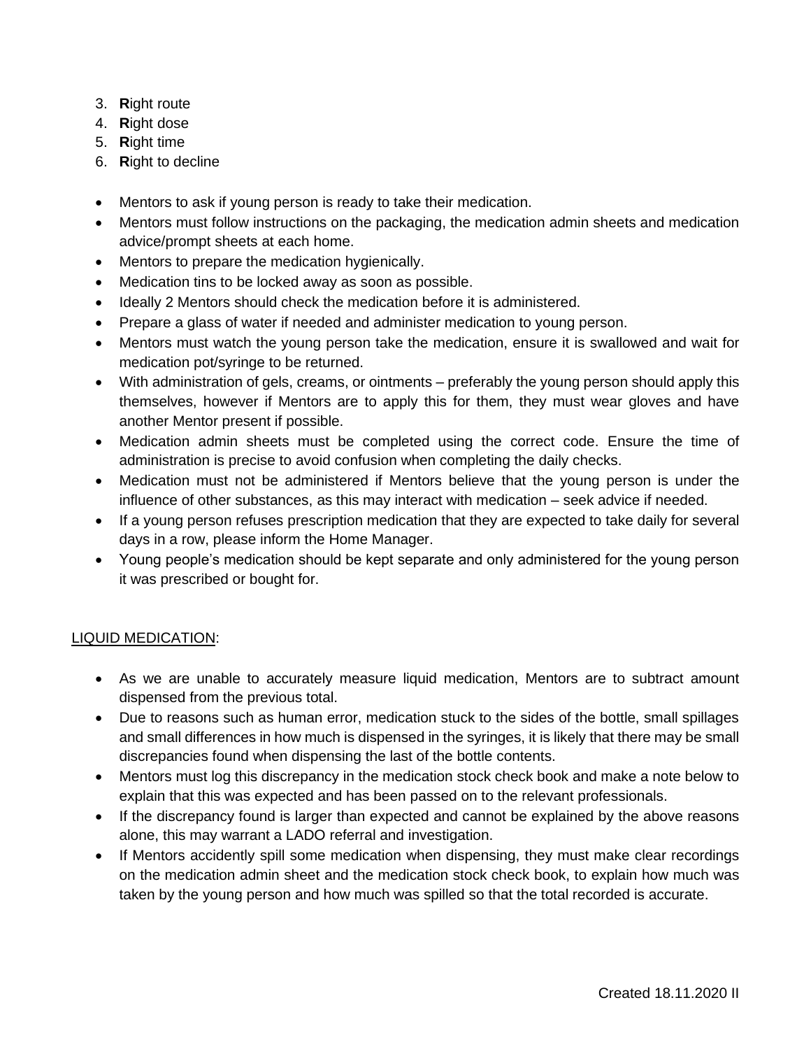3. **R**ight route
4. **R**ight dose
5. **R**ight time
6. **R**ight to decline

- Mentors to ask if young person is ready to take their medication.
- Mentors must follow instructions on the packaging, the medication admin sheets and medication advice/prompt sheets at each home.
- Mentors to prepare the medication hygienically.
- Medication tins to be locked away as soon as possible.
- Ideally 2 Mentors should check the medication before it is administered.
- Prepare a glass of water if needed and administer medication to young person.
- Mentors must watch the young person take the medication, ensure it is swallowed and wait for medication pot/syringe to be returned.
- With administration of gels, creams, or ointments – preferably the young person should apply this themselves, however if Mentors are to apply this for them, they must wear gloves and have another Mentor present if possible.
- Medication admin sheets must be completed using the correct code. Ensure the time of administration is precise to avoid confusion when completing the daily checks.
- Medication must not be administered if Mentors believe that the young person is under the influence of other substances, as this may interact with medication – seek advice if needed.
- If a young person refuses prescription medication that they are expected to take daily for several days in a row, please inform the Home Manager.
- Young people's medication should be kept separate and only administered for the young person it was prescribed or bought for.

<u>LIQUID MEDICATION</u>:

- As we are unable to accurately measure liquid medication, Mentors are to subtract amount dispensed from the previous total.
- Due to reasons such as human error, medication stuck to the sides of the bottle, small spillages and small differences in how much is dispensed in the syringes, it is likely that there may be small discrepancies found when dispensing the last of the bottle contents.
- Mentors must log this discrepancy in the medication stock check book and make a note below to explain that this was expected and has been passed on to the relevant professionals.
- If the discrepancy found is larger than expected and cannot be explained by the above reasons alone, this may warrant a LADO referral and investigation.
- If Mentors accidently spill some medication when dispensing, they must make clear recordings on the medication admin sheet and the medication stock check book, to explain how much was taken by the young person and how much was spilled so that the total recorded is accurate.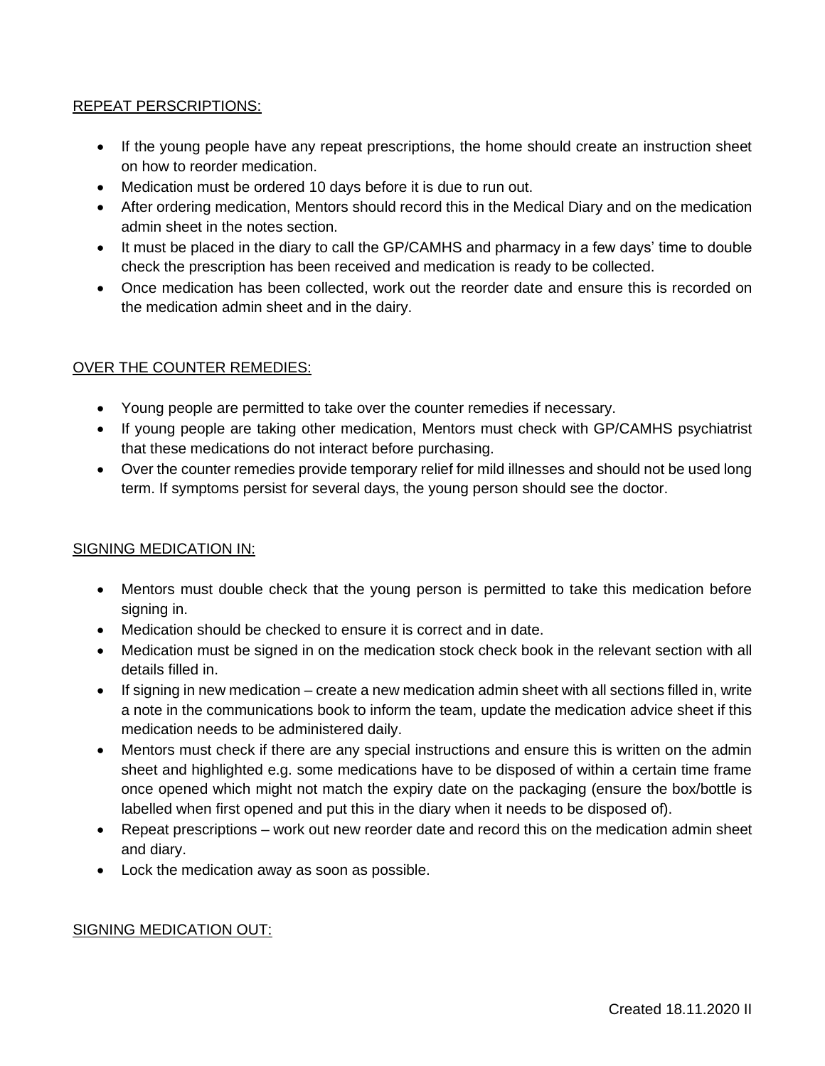<u>REPEAT PERSCRIPTIONS:</u>

- If the young people have any repeat prescriptions, the home should create an instruction sheet on how to reorder medication.
- Medication must be ordered 10 days before it is due to run out.
- After ordering medication, Mentors should record this in the Medical Diary and on the medication admin sheet in the notes section.
- It must be placed in the diary to call the GP/CAMHS and pharmacy in a few days' time to double check the prescription has been received and medication is ready to be collected.
- Once medication has been collected, work out the reorder date and ensure this is recorded on the medication admin sheet and in the dairy.

<u>OVER THE COUNTER REMEDIES:</u>

- Young people are permitted to take over the counter remedies if necessary.
- If young people are taking other medication, Mentors must check with GP/CAMHS psychiatrist that these medications do not interact before purchasing.
- Over the counter remedies provide temporary relief for mild illnesses and should not be used long term. If symptoms persist for several days, the young person should see the doctor.

<u>SIGNING MEDICATION IN:</u>

- Mentors must double check that the young person is permitted to take this medication before signing in.
- Medication should be checked to ensure it is correct and in date.
- Medication must be signed in on the medication stock check book in the relevant section with all details filled in.
- If signing in new medication – create a new medication admin sheet with all sections filled in, write a note in the communications book to inform the team, update the medication advice sheet if this medication needs to be administered daily.
- Mentors must check if there are any special instructions and ensure this is written on the admin sheet and highlighted e.g. some medications have to be disposed of within a certain time frame once opened which might not match the expiry date on the packaging (ensure the box/bottle is labelled when first opened and put this in the diary when it needs to be disposed of).
- Repeat prescriptions – work out new reorder date and record this on the medication admin sheet and diary.
- Lock the medication away as soon as possible.

<u>SIGNING MEDICATION OUT:</u>

Created 18.11.2020 II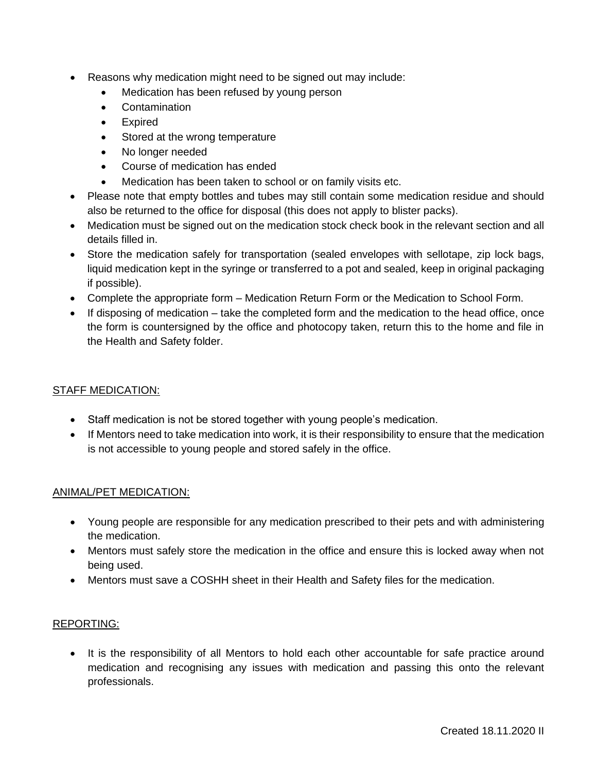- Reasons why medication might need to be signed out may include:
  - Medication has been refused by young person
  - Contamination
  - Expired
  - Stored at the wrong temperature
  - No longer needed
  - Course of medication has ended
  - Medication has been taken to school or on family visits etc.
- Please note that empty bottles and tubes may still contain some medication residue and should also be returned to the office for disposal (this does not apply to blister packs).
- Medication must be signed out on the medication stock check book in the relevant section and all details filled in.
- Store the medication safely for transportation (sealed envelopes with sellotape, zip lock bags, liquid medication kept in the syringe or transferred to a pot and sealed, keep in original packaging if possible).
- Complete the appropriate form – Medication Return Form or the Medication to School Form.
- If disposing of medication – take the completed form and the medication to the head office, once the form is countersigned by the office and photocopy taken, return this to the home and file in the Health and Safety folder.

## STAFF MEDICATION:

- Staff medication is not be stored together with young people's medication.
- If Mentors need to take medication into work, it is their responsibility to ensure that the medication is not accessible to young people and stored safely in the office.

## ANIMAL/PET MEDICATION:

- Young people are responsible for any medication prescribed to their pets and with administering the medication.
- Mentors must safely store the medication in the office and ensure this is locked away when not being used.
- Mentors must save a COSHH sheet in their Health and Safety files for the medication.

## REPORTING:

- It is the responsibility of all Mentors to hold each other accountable for safe practice around medication and recognising any issues with medication and passing this onto the relevant professionals.

Created 18.11.2020 II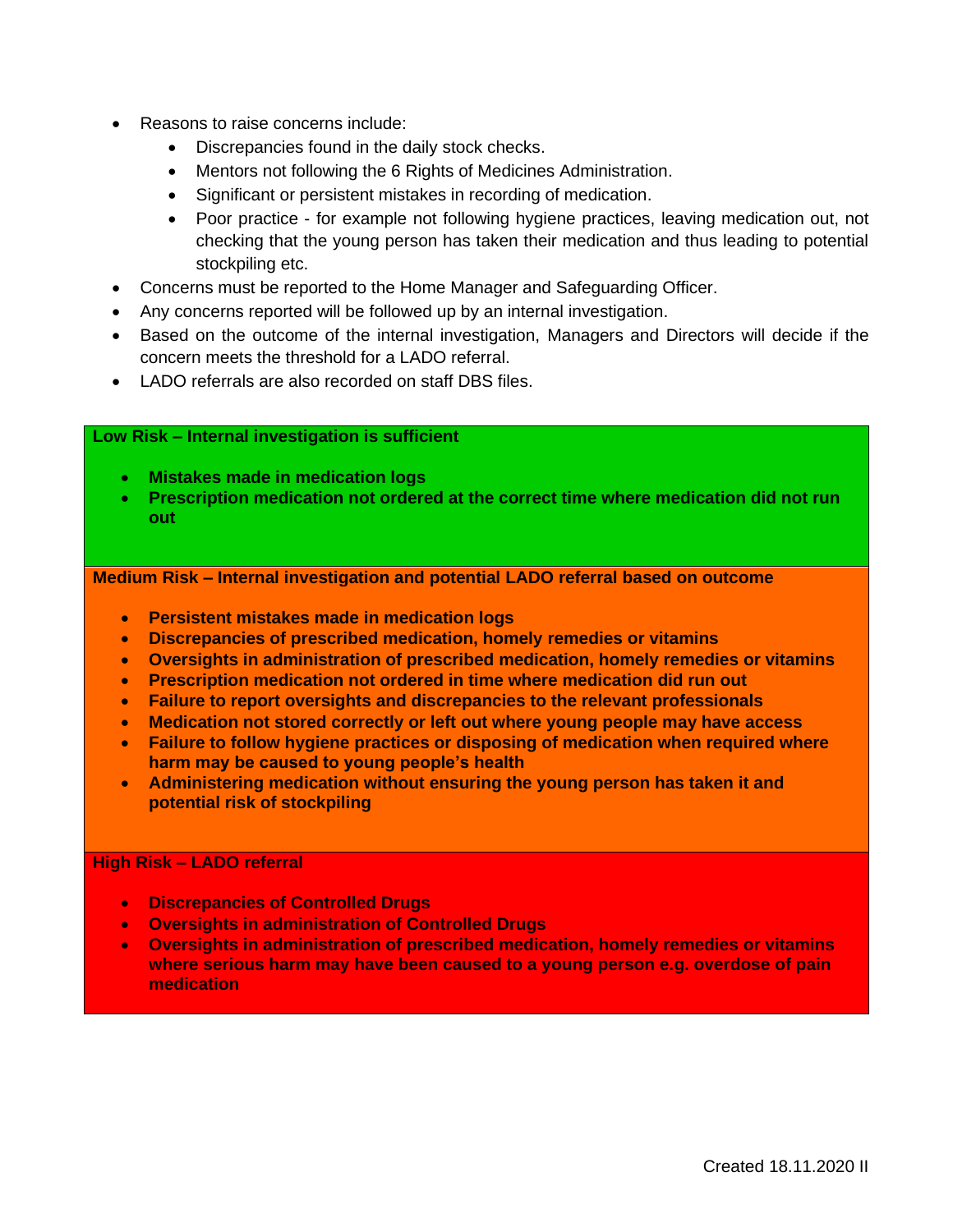- Reasons to raise concerns include:
    - Discrepancies found in the daily stock checks.
    - Mentors not following the 6 Rights of Medicines Administration.
    - Significant or persistent mistakes in recording of medication.
    - Poor practice - for example not following hygiene practices, leaving medication out, not checking that the young person has taken their medication and thus leading to potential stockpiling etc.
- Concerns must be reported to the Home Manager and Safeguarding Officer.
- Any concerns reported will be followed up by an internal investigation.
- Based on the outcome of the internal investigation, Managers and Directors will decide if the concern meets the threshold for a LADO referral.
- LADO referrals are also recorded on staff DBS files.

**Low Risk – Internal investigation is sufficient**

- **Mistakes made in medication logs**
- **Prescription medication not ordered at the correct time where medication did not run out**

**Medium Risk – Internal investigation and potential LADO referral based on outcome**

- **Persistent mistakes made in medication logs**
- **Discrepancies of prescribed medication, homely remedies or vitamins**
- **Oversights in administration of prescribed medication, homely remedies or vitamins**
- **Prescription medication not ordered in time where medication did run out**
- **Failure to report oversights and discrepancies to the relevant professionals**
- **Medication not stored correctly or left out where young people may have access**
- **Failure to follow hygiene practices or disposing of medication when required where harm may be caused to young people's health**
- **Administering medication without ensuring the young person has taken it and potential risk of stockpiling**

**High Risk – LADO referral**

- **Discrepancies of Controlled Drugs**
- **Oversights in administration of Controlled Drugs**
- **Oversights in administration of prescribed medication, homely remedies or vitamins where serious harm may have been caused to a young person e.g. overdose of pain medication**

Created 18.11.2020 II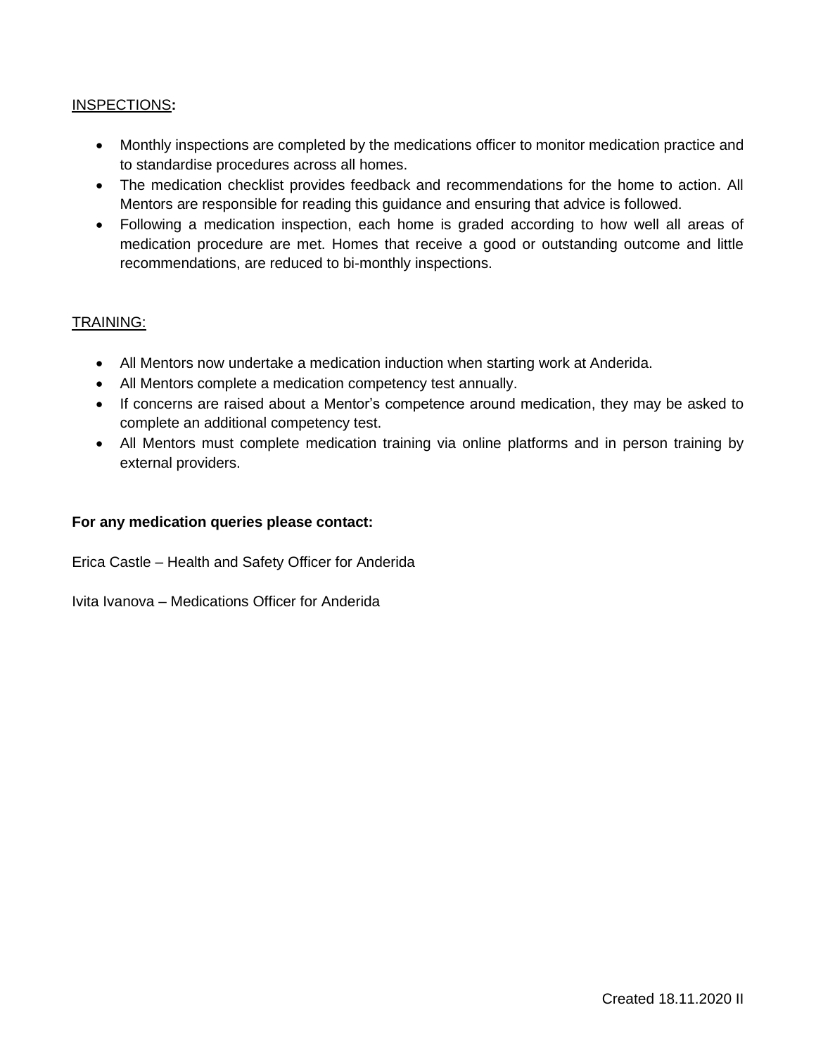## INSPECTIONS:

- Monthly inspections are completed by the medications officer to monitor medication practice and to standardise procedures across all homes.
- The medication checklist provides feedback and recommendations for the home to action. All Mentors are responsible for reading this guidance and ensuring that advice is followed.
- Following a medication inspection, each home is graded according to how well all areas of medication procedure are met. Homes that receive a good or outstanding outcome and little recommendations, are reduced to bi-monthly inspections.

## TRAINING:

- All Mentors now undertake a medication induction when starting work at Anderida.
- All Mentors complete a medication competency test annually.
- If concerns are raised about a Mentor's competence around medication, they may be asked to complete an additional competency test.
- All Mentors must complete medication training via online platforms and in person training by external providers.

**For any medication queries please contact:**

Erica Castle – Health and Safety Officer for Anderida

Ivita Ivanova – Medications Officer for Anderida

Created 18.11.2020 II